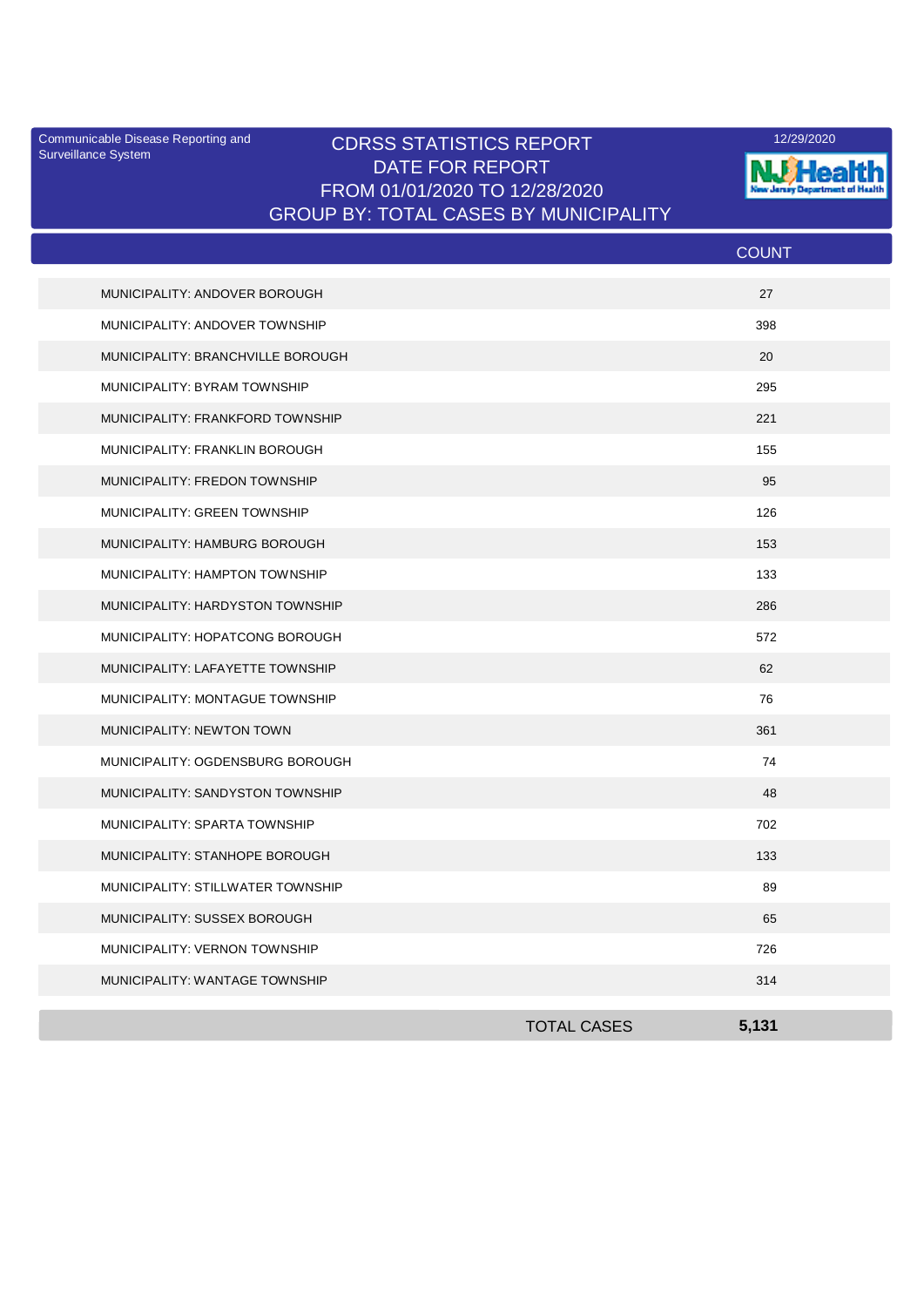Communicable Disease Reporting and Surveillance System

# CDRSS STATISTICS REPORT
## DATE FOR REPORT
## FROM 01/01/2020 TO 12/28/2020
## GROUP BY: TOTAL CASES BY MUNICIPALITY

12/29/2020

NJ Health — New Jersey Department of Health

| | COUNT |
|---|---|
| MUNICIPALITY: ANDOVER BOROUGH | 27 |
| MUNICIPALITY: ANDOVER TOWNSHIP | 398 |
| MUNICIPALITY: BRANCHVILLE BOROUGH | 20 |
| MUNICIPALITY: BYRAM TOWNSHIP | 295 |
| MUNICIPALITY: FRANKFORD TOWNSHIP | 221 |
| MUNICIPALITY: FRANKLIN BOROUGH | 155 |
| MUNICIPALITY: FREDON TOWNSHIP | 95 |
| MUNICIPALITY: GREEN TOWNSHIP | 126 |
| MUNICIPALITY: HAMBURG BOROUGH | 153 |
| MUNICIPALITY: HAMPTON TOWNSHIP | 133 |
| MUNICIPALITY: HARDYSTON TOWNSHIP | 286 |
| MUNICIPALITY: HOPATCONG BOROUGH | 572 |
| MUNICIPALITY: LAFAYETTE TOWNSHIP | 62 |
| MUNICIPALITY: MONTAGUE TOWNSHIP | 76 |
| MUNICIPALITY: NEWTON TOWN | 361 |
| MUNICIPALITY: OGDENSBURG BOROUGH | 74 |
| MUNICIPALITY: SANDYSTON TOWNSHIP | 48 |
| MUNICIPALITY: SPARTA TOWNSHIP | 702 |
| MUNICIPALITY: STANHOPE BOROUGH | 133 |
| MUNICIPALITY: STILLWATER TOWNSHIP | 89 |
| MUNICIPALITY: SUSSEX BOROUGH | 65 |
| MUNICIPALITY: VERNON TOWNSHIP | 726 |
| MUNICIPALITY: WANTAGE TOWNSHIP | 314 |
| TOTAL CASES | **5,131** |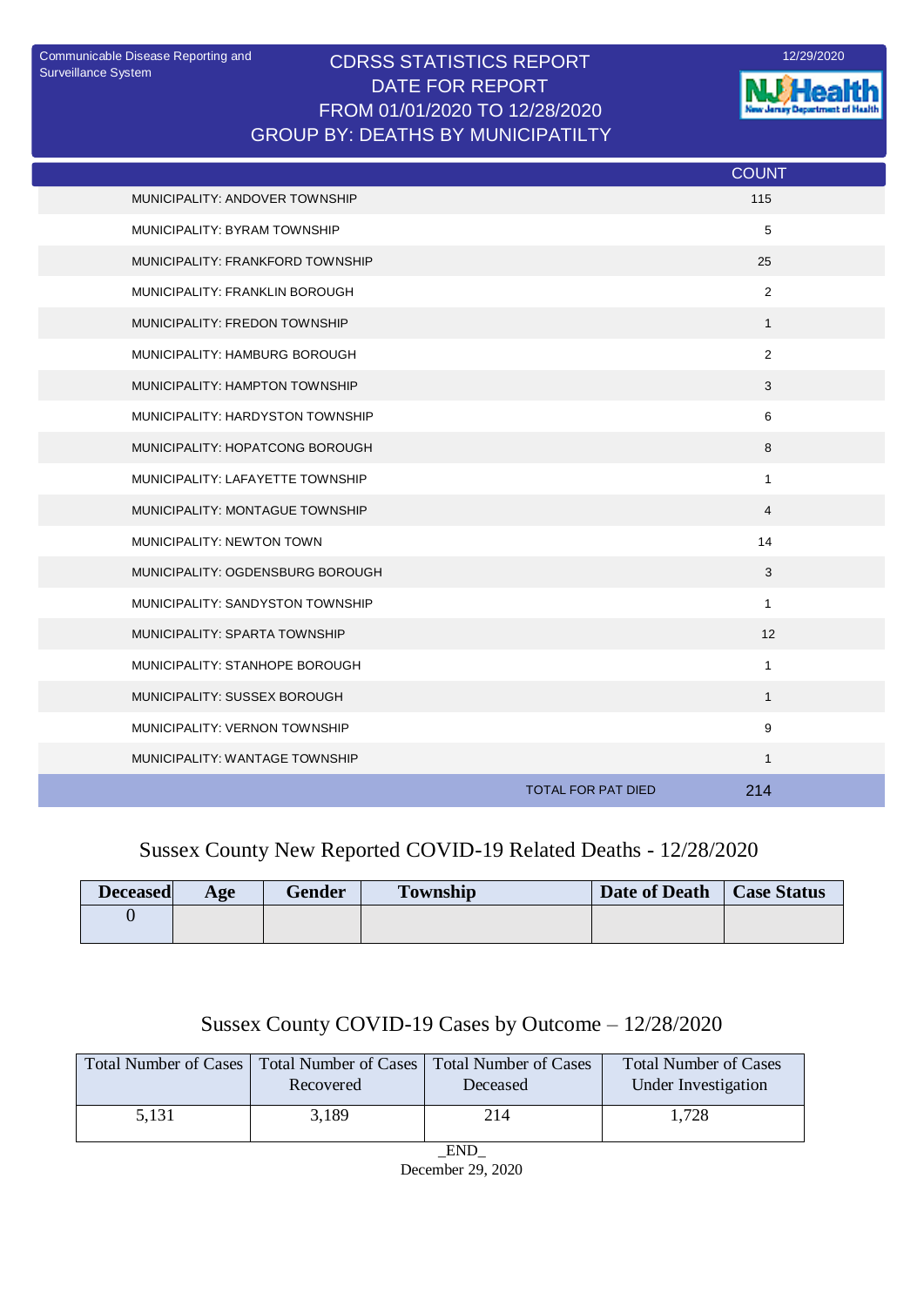Communicable Disease Reporting and Surveillance System

# CDRSS STATISTICS REPORT
DATE FOR REPORT
FROM 01/01/2020 TO 12/28/2020
GROUP BY: DEATHS BY MUNICIPATILTY

12/29/2020

NJ Health New Jersey Department of Health

| | COUNT |
|---|---|
| MUNICIPALITY: ANDOVER TOWNSHIP | 115 |
| MUNICIPALITY: BYRAM TOWNSHIP | 5 |
| MUNICIPALITY: FRANKFORD TOWNSHIP | 25 |
| MUNICIPALITY: FRANKLIN BOROUGH | 2 |
| MUNICIPALITY: FREDON TOWNSHIP | 1 |
| MUNICIPALITY: HAMBURG BOROUGH | 2 |
| MUNICIPALITY: HAMPTON TOWNSHIP | 3 |
| MUNICIPALITY: HARDYSTON TOWNSHIP | 6 |
| MUNICIPALITY: HOPATCONG BOROUGH | 8 |
| MUNICIPALITY: LAFAYETTE TOWNSHIP | 1 |
| MUNICIPALITY: MONTAGUE TOWNSHIP | 4 |
| MUNICIPALITY: NEWTON TOWN | 14 |
| MUNICIPALITY: OGDENSBURG BOROUGH | 3 |
| MUNICIPALITY: SANDYSTON TOWNSHIP | 1 |
| MUNICIPALITY: SPARTA TOWNSHIP | 12 |
| MUNICIPALITY: STANHOPE BOROUGH | 1 |
| MUNICIPALITY: SUSSEX BOROUGH | 1 |
| MUNICIPALITY: VERNON TOWNSHIP | 9 |
| MUNICIPALITY: WANTAGE TOWNSHIP | 1 |
| TOTAL FOR PAT DIED | 214 |

## Sussex County New Reported COVID-19 Related Deaths - 12/28/2020

| Deceased | Age | Gender | Township | Date of Death | Case Status |
|---|---|---|---|---|---|
| 0 | | | | | |

## Sussex County COVID-19 Cases by Outcome – 12/28/2020

| Total Number of Cases | Total Number of Cases Recovered | Total Number of Cases Deceased | Total Number of Cases Under Investigation |
|---|---|---|---|
| 5,131 | 3,189 | 214 | 1,728 |

_END_
December 29, 2020